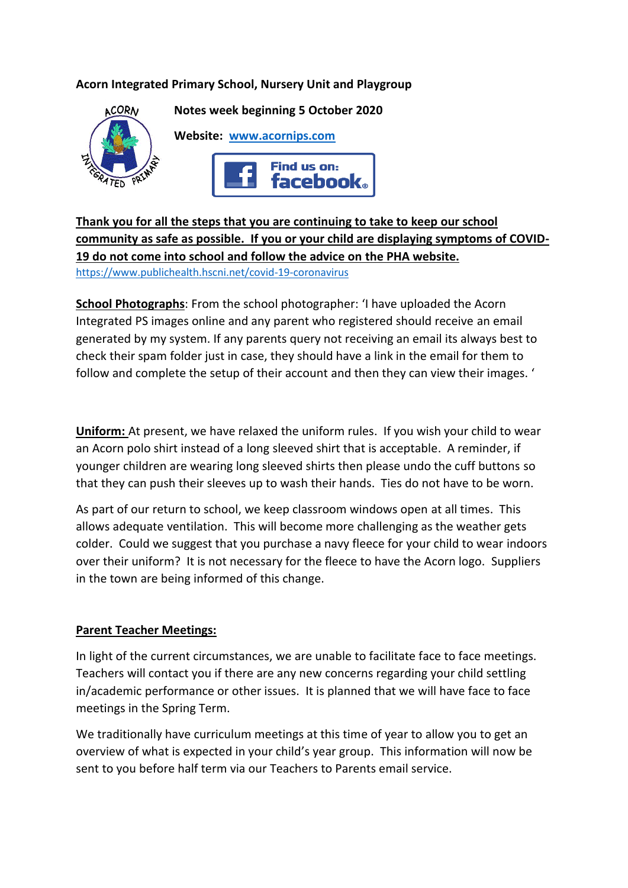**Acorn Integrated Primary School, Nursery Unit and Playgroup**

**Notes week beginning 5 October 2020**

**Website: [www.acornips.com](http://www.acornips.com)**

Find us on: facebook

**Thank you for all the steps that you are continuing to take to keep our school community as safe as possible. If you or your child are displaying symptoms of COVID-19 do not come into school and follow the advice on the PHA website.**
https://www.publichealth.hscni.net/covid-19-coronavirus

**School Photographs**: From the school photographer: 'I have uploaded the Acorn Integrated PS images online and any parent who registered should receive an email generated by my system. If any parents query not receiving an email its always best to check their spam folder just in case, they should have a link in the email for them to follow and complete the setup of their account and then they can view their images. '

**Uniform:** At present, we have relaxed the uniform rules. If you wish your child to wear an Acorn polo shirt instead of a long sleeved shirt that is acceptable. A reminder, if younger children are wearing long sleeved shirts then please undo the cuff buttons so that they can push their sleeves up to wash their hands. Ties do not have to be worn.

As part of our return to school, we keep classroom windows open at all times. This allows adequate ventilation. This will become more challenging as the weather gets colder. Could we suggest that you purchase a navy fleece for your child to wear indoors over their uniform? It is not necessary for the fleece to have the Acorn logo. Suppliers in the town are being informed of this change.

**Parent Teacher Meetings:**

In light of the current circumstances, we are unable to facilitate face to face meetings. Teachers will contact you if there are any new concerns regarding your child settling in/academic performance or other issues. It is planned that we will have face to face meetings in the Spring Term.

We traditionally have curriculum meetings at this time of year to allow you to get an overview of what is expected in your child's year group. This information will now be sent to you before half term via our Teachers to Parents email service.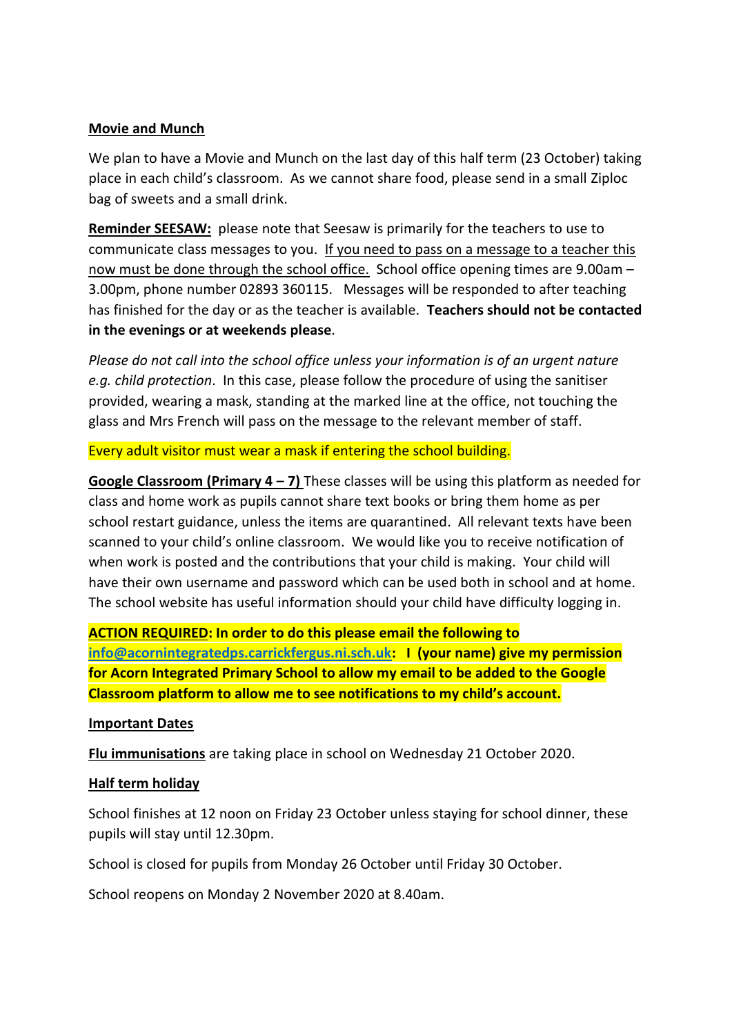**Movie and Munch**

We plan to have a Movie and Munch on the last day of this half term (23 October) taking place in each child's classroom. As we cannot share food, please send in a small Ziploc bag of sweets and a small drink.

**Reminder SEESAW:** please note that Seesaw is primarily for the teachers to use to communicate class messages to you. If you need to pass on a message to a teacher this now must be done through the school office. School office opening times are 9.00am – 3.00pm, phone number 02893 360115. Messages will be responded to after teaching has finished for the day or as the teacher is available. **Teachers should not be contacted in the evenings or at weekends please**.

*Please do not call into the school office unless your information is of an urgent nature e.g. child protection*. In this case, please follow the procedure of using the sanitiser provided, wearing a mask, standing at the marked line at the office, not touching the glass and Mrs French will pass on the message to the relevant member of staff.

Every adult visitor must wear a mask if entering the school building.

**Google Classroom (Primary 4 – 7)** These classes will be using this platform as needed for class and home work as pupils cannot share text books or bring them home as per school restart guidance, unless the items are quarantined. All relevant texts have been scanned to your child's online classroom. We would like you to receive notification of when work is posted and the contributions that your child is making. Your child will have their own username and password which can be used both in school and at home. The school website has useful information should your child have difficulty logging in.

**ACTION REQUIRED: In order to do this please email the following to info@acornintegratedps.carrickfergus.ni.sch.uk: I (your name) give my permission for Acorn Integrated Primary School to allow my email to be added to the Google Classroom platform to allow me to see notifications to my child's account.**

**Important Dates**

**Flu immunisations** are taking place in school on Wednesday 21 October 2020.

**Half term holiday**

School finishes at 12 noon on Friday 23 October unless staying for school dinner, these pupils will stay until 12.30pm.

School is closed for pupils from Monday 26 October until Friday 30 October.

School reopens on Monday 2 November 2020 at 8.40am.